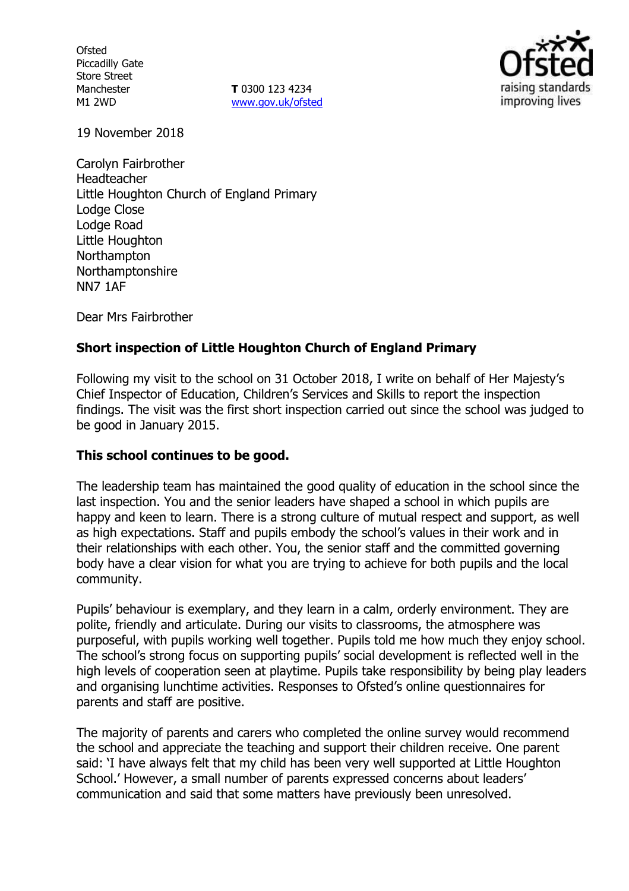Ofsted
Piccadilly Gate
Store Street
Manchester
M1 2WD

**T** 0300 123 4234
www.gov.uk/ofsted

19 November 2018

Carolyn Fairbrother
Headteacher
Little Houghton Church of England Primary
Lodge Close
Lodge Road
Little Houghton
Northampton
Northamptonshire
NN7 1AF

Dear Mrs Fairbrother

**Short inspection of Little Houghton Church of England Primary**

Following my visit to the school on 31 October 2018, I write on behalf of Her Majesty's Chief Inspector of Education, Children's Services and Skills to report the inspection findings. The visit was the first short inspection carried out since the school was judged to be good in January 2015.

**This school continues to be good.**

The leadership team has maintained the good quality of education in the school since the last inspection. You and the senior leaders have shaped a school in which pupils are happy and keen to learn. There is a strong culture of mutual respect and support, as well as high expectations. Staff and pupils embody the school's values in their work and in their relationships with each other. You, the senior staff and the committed governing body have a clear vision for what you are trying to achieve for both pupils and the local community.

Pupils' behaviour is exemplary, and they learn in a calm, orderly environment. They are polite, friendly and articulate. During our visits to classrooms, the atmosphere was purposeful, with pupils working well together. Pupils told me how much they enjoy school. The school's strong focus on supporting pupils' social development is reflected well in the high levels of cooperation seen at playtime. Pupils take responsibility by being play leaders and organising lunchtime activities. Responses to Ofsted's online questionnaires for parents and staff are positive.

The majority of parents and carers who completed the online survey would recommend the school and appreciate the teaching and support their children receive. One parent said: 'I have always felt that my child has been very well supported at Little Houghton School.' However, a small number of parents expressed concerns about leaders' communication and said that some matters have previously been unresolved.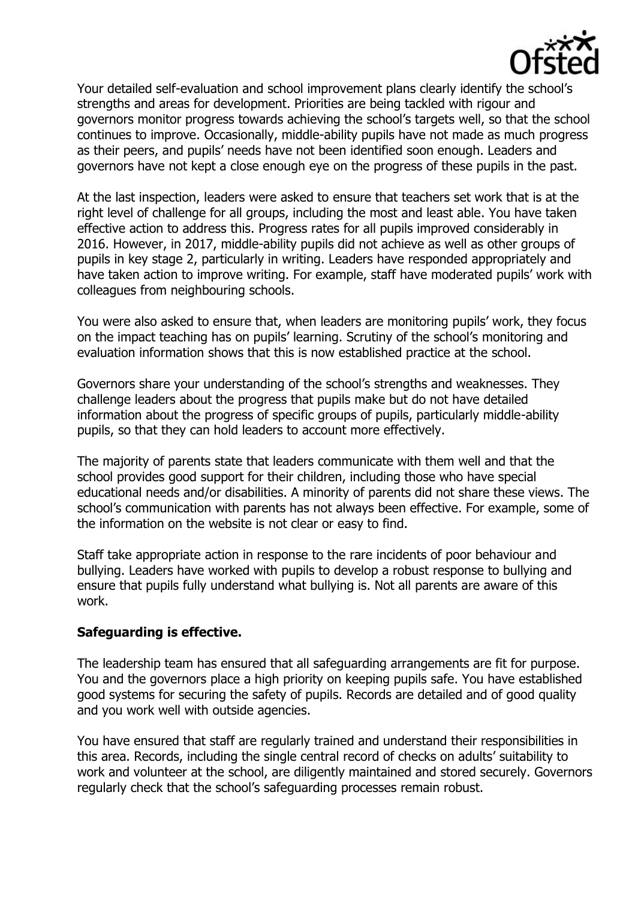Your detailed self-evaluation and school improvement plans clearly identify the school's strengths and areas for development. Priorities are being tackled with rigour and governors monitor progress towards achieving the school's targets well, so that the school continues to improve. Occasionally, middle-ability pupils have not made as much progress as their peers, and pupils' needs have not been identified soon enough. Leaders and governors have not kept a close enough eye on the progress of these pupils in the past.

At the last inspection, leaders were asked to ensure that teachers set work that is at the right level of challenge for all groups, including the most and least able. You have taken effective action to address this. Progress rates for all pupils improved considerably in 2016. However, in 2017, middle-ability pupils did not achieve as well as other groups of pupils in key stage 2, particularly in writing. Leaders have responded appropriately and have taken action to improve writing. For example, staff have moderated pupils' work with colleagues from neighbouring schools.

You were also asked to ensure that, when leaders are monitoring pupils' work, they focus on the impact teaching has on pupils' learning. Scrutiny of the school's monitoring and evaluation information shows that this is now established practice at the school.

Governors share your understanding of the school's strengths and weaknesses. They challenge leaders about the progress that pupils make but do not have detailed information about the progress of specific groups of pupils, particularly middle-ability pupils, so that they can hold leaders to account more effectively.

The majority of parents state that leaders communicate with them well and that the school provides good support for their children, including those who have special educational needs and/or disabilities. A minority of parents did not share these views. The school's communication with parents has not always been effective. For example, some of the information on the website is not clear or easy to find.

Staff take appropriate action in response to the rare incidents of poor behaviour and bullying. Leaders have worked with pupils to develop a robust response to bullying and ensure that pupils fully understand what bullying is. Not all parents are aware of this work.

**Safeguarding is effective.**

The leadership team has ensured that all safeguarding arrangements are fit for purpose. You and the governors place a high priority on keeping pupils safe. You have established good systems for securing the safety of pupils. Records are detailed and of good quality and you work well with outside agencies.

You have ensured that staff are regularly trained and understand their responsibilities in this area. Records, including the single central record of checks on adults' suitability to work and volunteer at the school, are diligently maintained and stored securely. Governors regularly check that the school's safeguarding processes remain robust.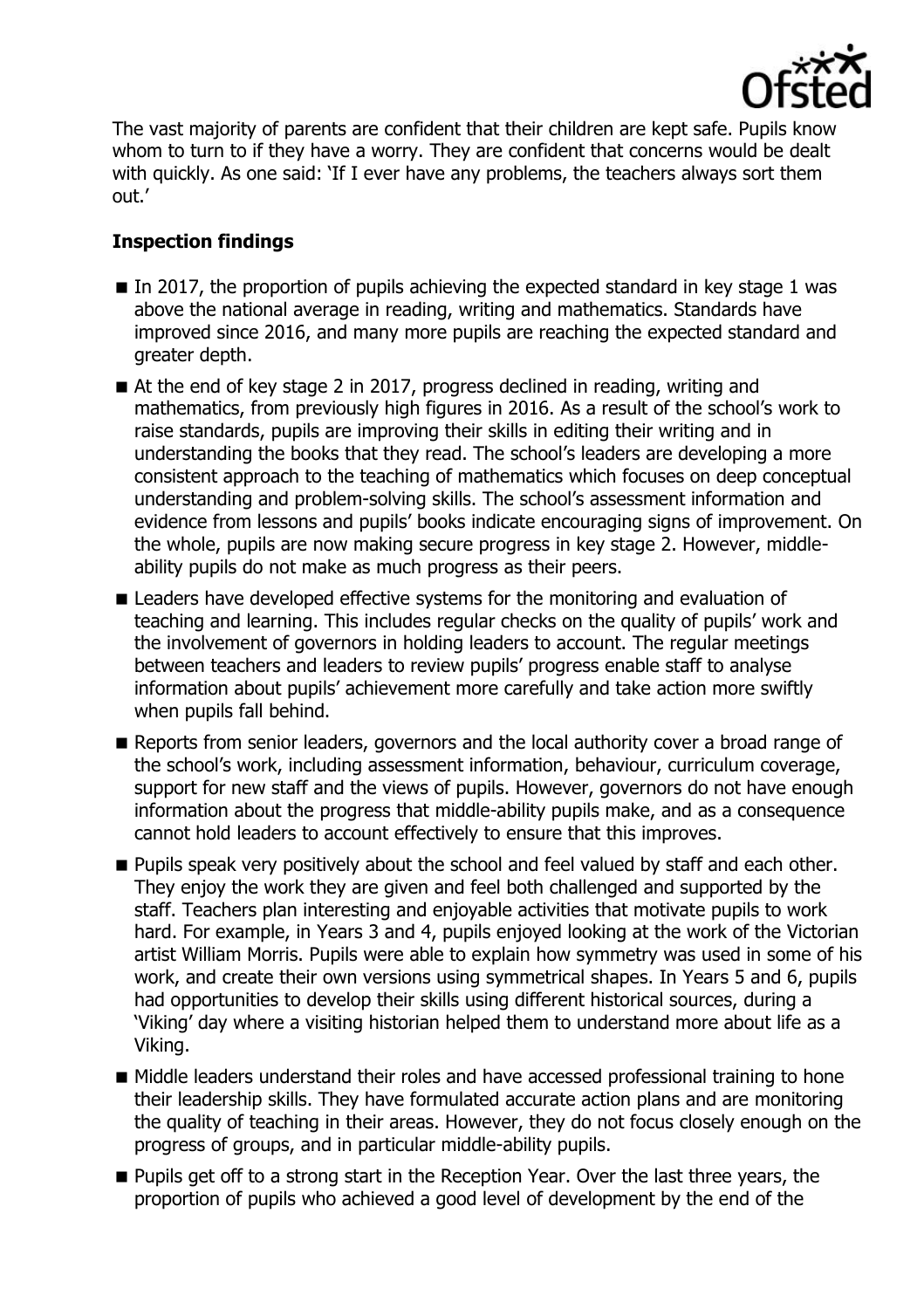The vast majority of parents are confident that their children are kept safe. Pupils know whom to turn to if they have a worry. They are confident that concerns would be dealt with quickly. As one said: 'If I ever have any problems, the teachers always sort them out.'

## Inspection findings

- In 2017, the proportion of pupils achieving the expected standard in key stage 1 was above the national average in reading, writing and mathematics. Standards have improved since 2016, and many more pupils are reaching the expected standard and greater depth.
- At the end of key stage 2 in 2017, progress declined in reading, writing and mathematics, from previously high figures in 2016. As a result of the school's work to raise standards, pupils are improving their skills in editing their writing and in understanding the books that they read. The school's leaders are developing a more consistent approach to the teaching of mathematics which focuses on deep conceptual understanding and problem-solving skills. The school's assessment information and evidence from lessons and pupils' books indicate encouraging signs of improvement. On the whole, pupils are now making secure progress in key stage 2. However, middle-ability pupils do not make as much progress as their peers.
- Leaders have developed effective systems for the monitoring and evaluation of teaching and learning. This includes regular checks on the quality of pupils' work and the involvement of governors in holding leaders to account. The regular meetings between teachers and leaders to review pupils' progress enable staff to analyse information about pupils' achievement more carefully and take action more swiftly when pupils fall behind.
- Reports from senior leaders, governors and the local authority cover a broad range of the school's work, including assessment information, behaviour, curriculum coverage, support for new staff and the views of pupils. However, governors do not have enough information about the progress that middle-ability pupils make, and as a consequence cannot hold leaders to account effectively to ensure that this improves.
- Pupils speak very positively about the school and feel valued by staff and each other. They enjoy the work they are given and feel both challenged and supported by the staff. Teachers plan interesting and enjoyable activities that motivate pupils to work hard. For example, in Years 3 and 4, pupils enjoyed looking at the work of the Victorian artist William Morris. Pupils were able to explain how symmetry was used in some of his work, and create their own versions using symmetrical shapes. In Years 5 and 6, pupils had opportunities to develop their skills using different historical sources, during a 'Viking' day where a visiting historian helped them to understand more about life as a Viking.
- Middle leaders understand their roles and have accessed professional training to hone their leadership skills. They have formulated accurate action plans and are monitoring the quality of teaching in their areas. However, they do not focus closely enough on the progress of groups, and in particular middle-ability pupils.
- Pupils get off to a strong start in the Reception Year. Over the last three years, the proportion of pupils who achieved a good level of development by the end of the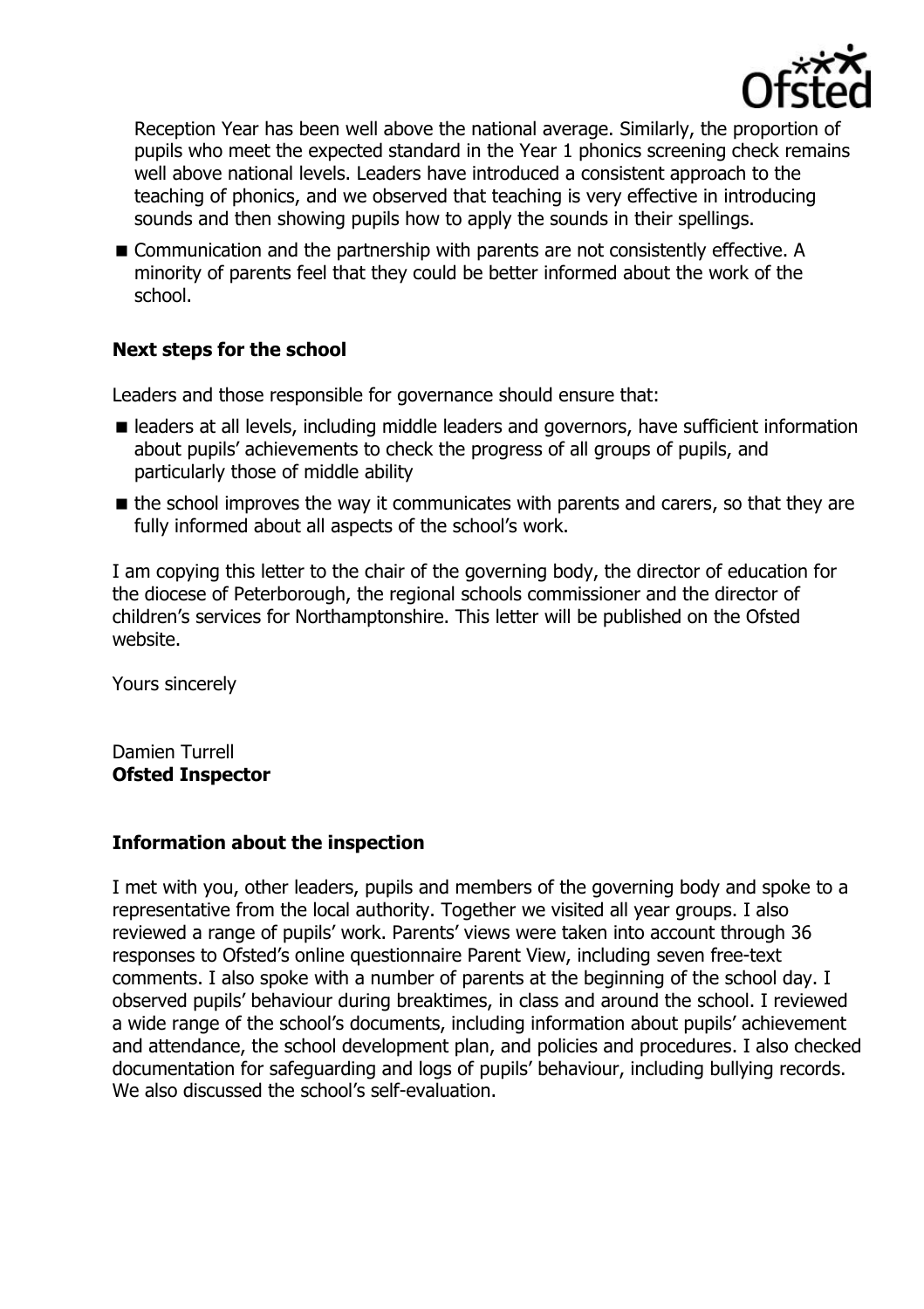Reception Year has been well above the national average. Similarly, the proportion of pupils who meet the expected standard in the Year 1 phonics screening check remains well above national levels. Leaders have introduced a consistent approach to the teaching of phonics, and we observed that teaching is very effective in introducing sounds and then showing pupils how to apply the sounds in their spellings.

- Communication and the partnership with parents are not consistently effective. A minority of parents feel that they could be better informed about the work of the school.

### Next steps for the school

Leaders and those responsible for governance should ensure that:

- leaders at all levels, including middle leaders and governors, have sufficient information about pupils' achievements to check the progress of all groups of pupils, and particularly those of middle ability
- the school improves the way it communicates with parents and carers, so that they are fully informed about all aspects of the school's work.

I am copying this letter to the chair of the governing body, the director of education for the diocese of Peterborough, the regional schools commissioner and the director of children's services for Northamptonshire. This letter will be published on the Ofsted website.

Yours sincerely

Damien Turrell
**Ofsted Inspector**

### Information about the inspection

I met with you, other leaders, pupils and members of the governing body and spoke to a representative from the local authority. Together we visited all year groups. I also reviewed a range of pupils' work. Parents' views were taken into account through 36 responses to Ofsted's online questionnaire Parent View, including seven free-text comments. I also spoke with a number of parents at the beginning of the school day. I observed pupils' behaviour during breaktimes, in class and around the school. I reviewed a wide range of the school's documents, including information about pupils' achievement and attendance, the school development plan, and policies and procedures. I also checked documentation for safeguarding and logs of pupils' behaviour, including bullying records. We also discussed the school's self-evaluation.